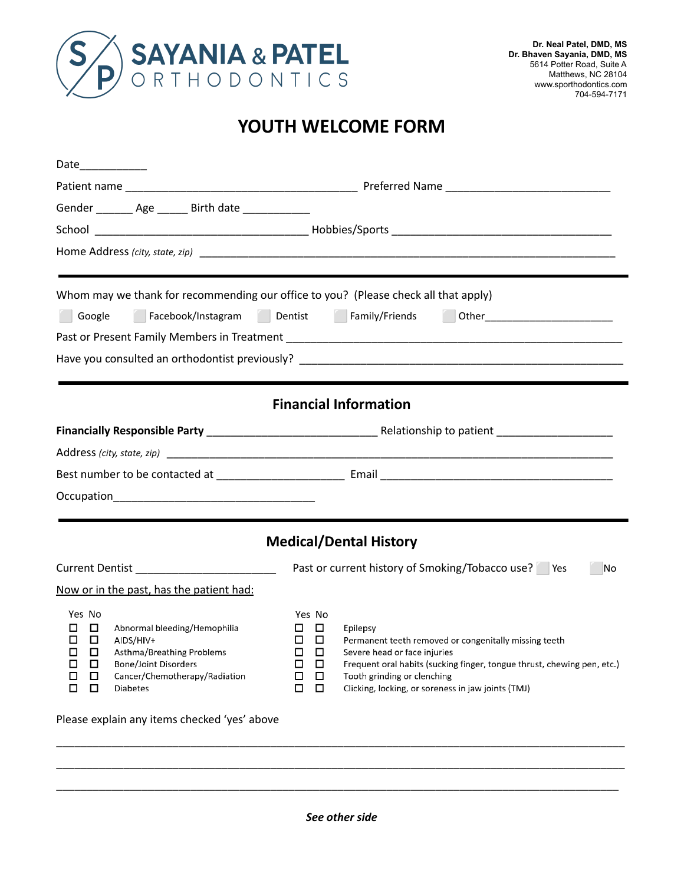**SAYANIA & PATEL ORTHODONTICS**

**Dr. Neal Patel, DMD, MS**
**Dr. Bhaven Sayania, DMD, MS**
5614 Potter Road, Suite A
Matthews, NC 28104
www.sporthodontics.com
704-594-7171

# YOUTH WELCOME FORM

Date___________

Patient name ______________________________________ Preferred Name ___________________________

Gender ______ Age _____ Birth date ___________

School ___________________________________ Hobbies/Sports ____________________________________

Home Address *(city, state, zip)* _____________________________________________________________________

---

Whom may we thank for recommending our office to you? (Please check all that apply)

☐ Google ☐ Facebook/Instagram ☐ Dentist ☐ Family/Friends ☐ Other_____________________

Past or Present Family Members in Treatment _________________________________________________________

Have you consulted an orthodontist previously? ______________________________________________________

---

## Financial Information

**Financially Responsible Party** ____________________________ Relationship to patient __________________

Address *(city, state, zip)* __________________________________________________________________________

Best number to be contacted at _____________________ Email ______________________________________

Occupation_________________________________

---

## Medical/Dental History

Current Dentist _______________________ Past or current history of Smoking/Tobacco use? ☐ Yes ☐ No

Now or in the past, has the patient had:

| Yes | No | | Yes | No | |
|---|---|---|---|---|---|
| ☐ | ☐ | Abnormal bleeding/Hemophilia | ☐ | ☐ | Epilepsy |
| ☐ | ☐ | AIDS/HIV+ | ☐ | ☐ | Permanent teeth removed or congenitally missing teeth |
| ☐ | ☐ | Asthma/Breathing Problems | ☐ | ☐ | Severe head or face injuries |
| ☐ | ☐ | Bone/Joint Disorders | ☐ | ☐ | Frequent oral habits (sucking finger, tongue thrust, chewing pen, etc.) |
| ☐ | ☐ | Cancer/Chemotherapy/Radiation | ☐ | ☐ | Tooth grinding or clenching |
| ☐ | ☐ | Diabetes | ☐ | ☐ | Clicking, locking, or soreness in jaw joints (TMJ) |

Please explain any items checked 'yes' above

_____________________________________________________________________________________________

_____________________________________________________________________________________________

_____________________________________________________________________________________________

***See other side***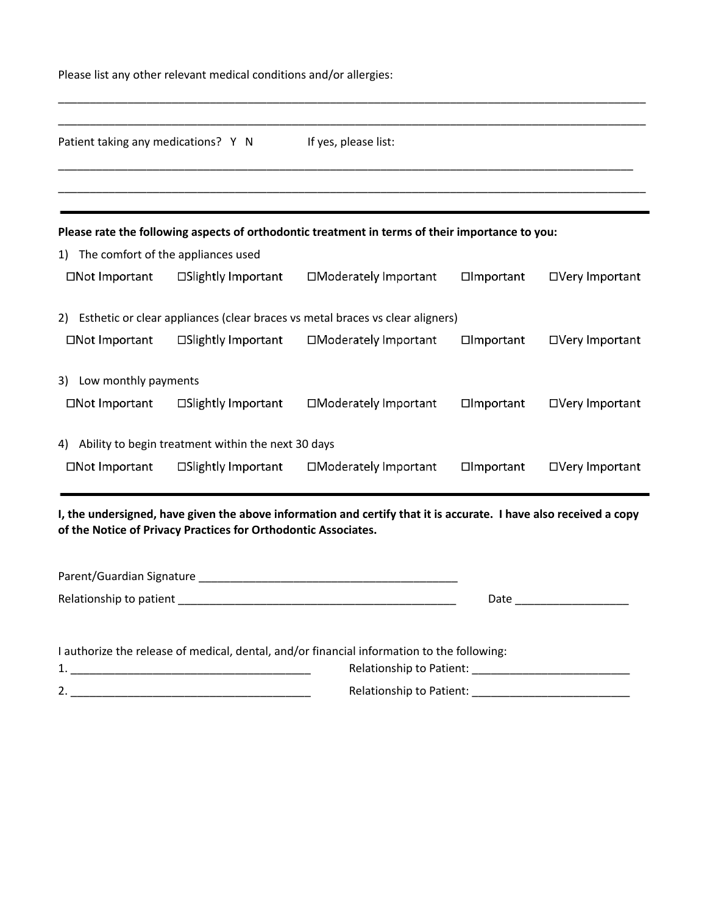Please list any other relevant medical conditions and/or allergies:

______________________________________________________________________________________________

______________________________________________________________________________________________

Patient taking any medications? Y N If yes, please list:

______________________________________________________________________________________________

______________________________________________________________________________________________

---

**Please rate the following aspects of orthodontic treatment in terms of their importance to you:**

1) The comfort of the appliances used

☐Not Important ☐Slightly Important ☐Moderately Important ☐Important ☐Very Important

2) Esthetic or clear appliances (clear braces vs metal braces vs clear aligners)

☐Not Important ☐Slightly Important ☐Moderately Important ☐Important ☐Very Important

3) Low monthly payments

☐Not Important ☐Slightly Important ☐Moderately Important ☐Important ☐Very Important

4) Ability to begin treatment within the next 30 days

☐Not Important ☐Slightly Important ☐Moderately Important ☐Important ☐Very Important

---

**I, the undersigned, have given the above information and certify that it is accurate. I have also received a copy of the Notice of Privacy Practices for Orthodontic Associates.**

Parent/Guardian Signature ___________________________________________

Relationship to patient ______________________________________________ Date __________________

I authorize the release of medical, dental, and/or financial information to the following:

1. ______________________________________ Relationship to Patient: _________________________

2. ______________________________________ Relationship to Patient: _________________________